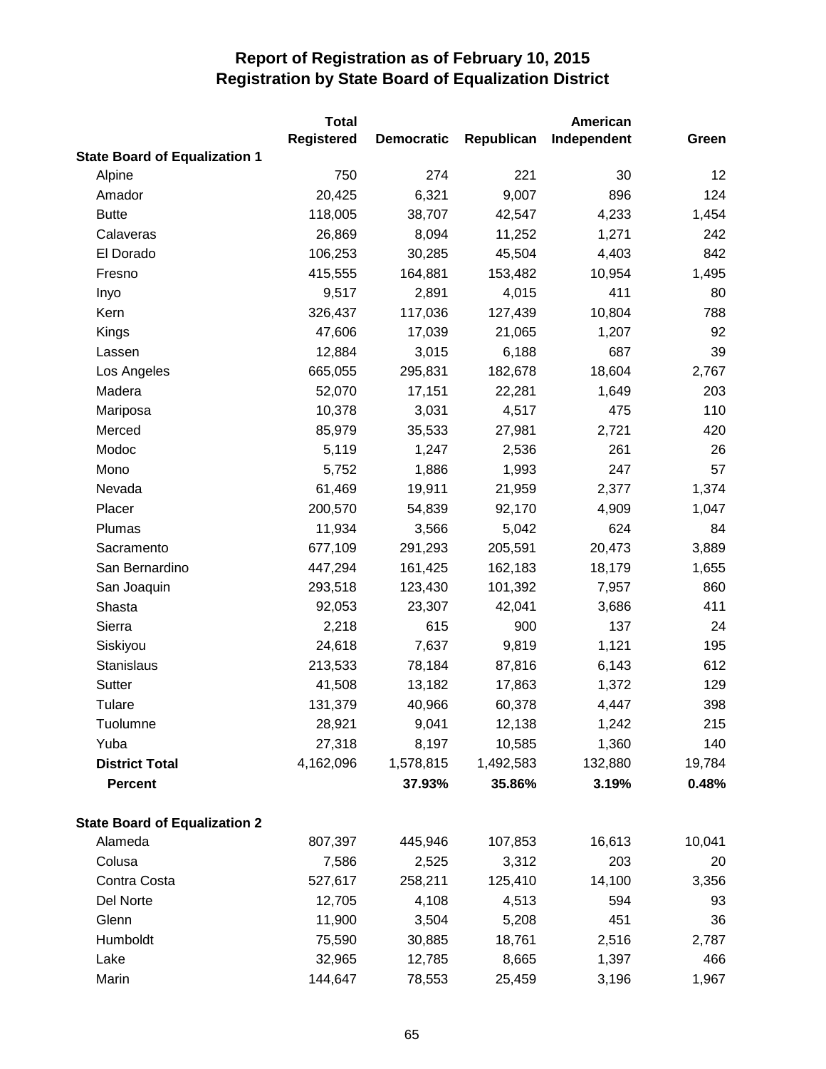# Report of Registration as of February 10, 2015
## Registration by State Board of Equalization District

| | Total Registered | Democratic | Republican | American Independent | Green |
|---|---|---|---|---|---|
| **State Board of Equalization 1** | | | | | |
| Alpine | 750 | 274 | 221 | 30 | 12 |
| Amador | 20,425 | 6,321 | 9,007 | 896 | 124 |
| Butte | 118,005 | 38,707 | 42,547 | 4,233 | 1,454 |
| Calaveras | 26,869 | 8,094 | 11,252 | 1,271 | 242 |
| El Dorado | 106,253 | 30,285 | 45,504 | 4,403 | 842 |
| Fresno | 415,555 | 164,881 | 153,482 | 10,954 | 1,495 |
| Inyo | 9,517 | 2,891 | 4,015 | 411 | 80 |
| Kern | 326,437 | 117,036 | 127,439 | 10,804 | 788 |
| Kings | 47,606 | 17,039 | 21,065 | 1,207 | 92 |
| Lassen | 12,884 | 3,015 | 6,188 | 687 | 39 |
| Los Angeles | 665,055 | 295,831 | 182,678 | 18,604 | 2,767 |
| Madera | 52,070 | 17,151 | 22,281 | 1,649 | 203 |
| Mariposa | 10,378 | 3,031 | 4,517 | 475 | 110 |
| Merced | 85,979 | 35,533 | 27,981 | 2,721 | 420 |
| Modoc | 5,119 | 1,247 | 2,536 | 261 | 26 |
| Mono | 5,752 | 1,886 | 1,993 | 247 | 57 |
| Nevada | 61,469 | 19,911 | 21,959 | 2,377 | 1,374 |
| Placer | 200,570 | 54,839 | 92,170 | 4,909 | 1,047 |
| Plumas | 11,934 | 3,566 | 5,042 | 624 | 84 |
| Sacramento | 677,109 | 291,293 | 205,591 | 20,473 | 3,889 |
| San Bernardino | 447,294 | 161,425 | 162,183 | 18,179 | 1,655 |
| San Joaquin | 293,518 | 123,430 | 101,392 | 7,957 | 860 |
| Shasta | 92,053 | 23,307 | 42,041 | 3,686 | 411 |
| Sierra | 2,218 | 615 | 900 | 137 | 24 |
| Siskiyou | 24,618 | 7,637 | 9,819 | 1,121 | 195 |
| Stanislaus | 213,533 | 78,184 | 87,816 | 6,143 | 612 |
| Sutter | 41,508 | 13,182 | 17,863 | 1,372 | 129 |
| Tulare | 131,379 | 40,966 | 60,378 | 4,447 | 398 |
| Tuolumne | 28,921 | 9,041 | 12,138 | 1,242 | 215 |
| Yuba | 27,318 | 8,197 | 10,585 | 1,360 | 140 |
| **District Total** | 4,162,096 | 1,578,815 | 1,492,583 | 132,880 | 19,784 |
| **Percent** | | **37.93%** | **35.86%** | **3.19%** | **0.48%** |
| **State Board of Equalization 2** | | | | | |
| Alameda | 807,397 | 445,946 | 107,853 | 16,613 | 10,041 |
| Colusa | 7,586 | 2,525 | 3,312 | 203 | 20 |
| Contra Costa | 527,617 | 258,211 | 125,410 | 14,100 | 3,356 |
| Del Norte | 12,705 | 4,108 | 4,513 | 594 | 93 |
| Glenn | 11,900 | 3,504 | 5,208 | 451 | 36 |
| Humboldt | 75,590 | 30,885 | 18,761 | 2,516 | 2,787 |
| Lake | 32,965 | 12,785 | 8,665 | 1,397 | 466 |
| Marin | 144,647 | 78,553 | 25,459 | 3,196 | 1,967 |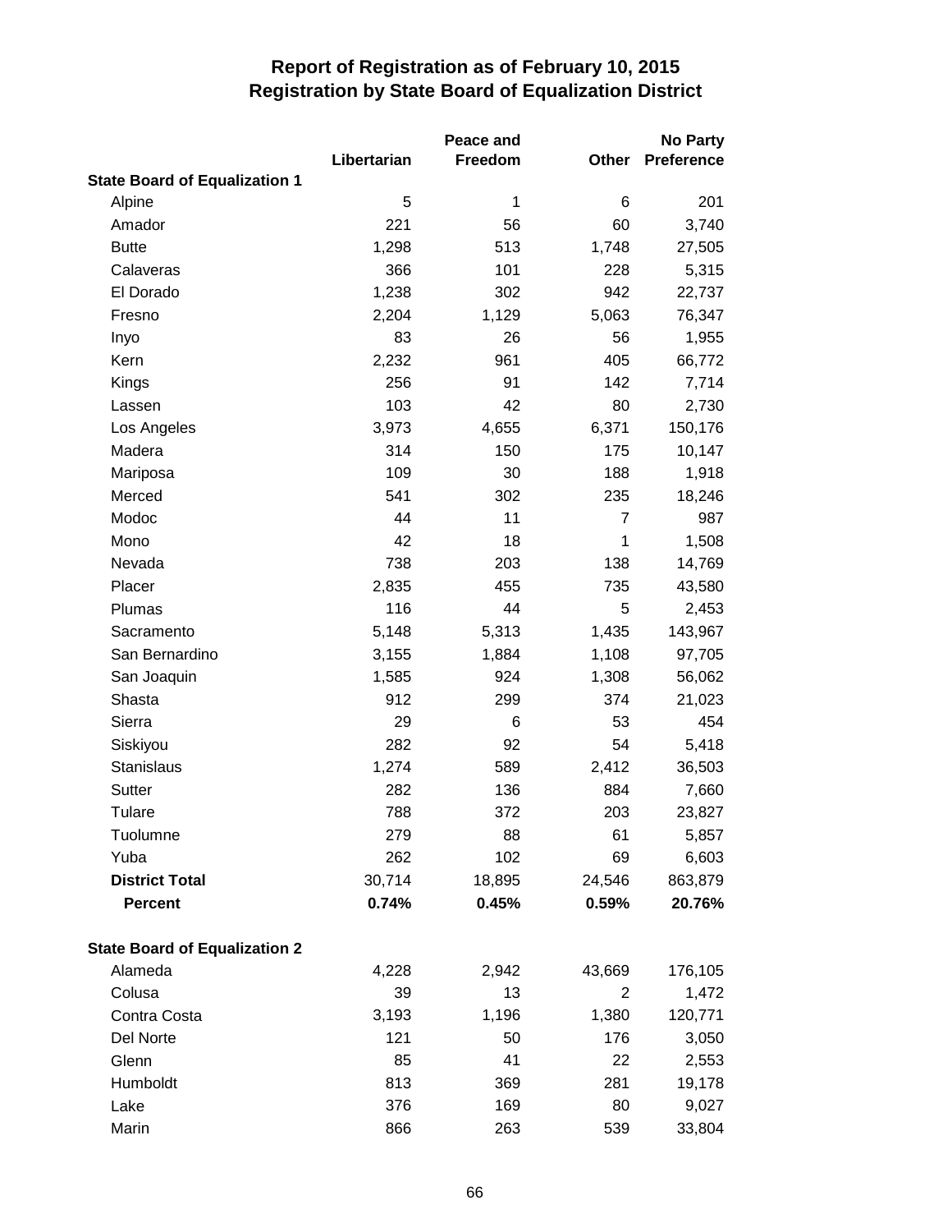# Report of Registration as of February 10, 2015
## Registration by State Board of Equalization District

| | Libertarian | Peace and Freedom | Other | No Party Preference |
|---|---|---|---|---|
| **State Board of Equalization 1** | | | | |
| Alpine | 5 | 1 | 6 | 201 |
| Amador | 221 | 56 | 60 | 3,740 |
| Butte | 1,298 | 513 | 1,748 | 27,505 |
| Calaveras | 366 | 101 | 228 | 5,315 |
| El Dorado | 1,238 | 302 | 942 | 22,737 |
| Fresno | 2,204 | 1,129 | 5,063 | 76,347 |
| Inyo | 83 | 26 | 56 | 1,955 |
| Kern | 2,232 | 961 | 405 | 66,772 |
| Kings | 256 | 91 | 142 | 7,714 |
| Lassen | 103 | 42 | 80 | 2,730 |
| Los Angeles | 3,973 | 4,655 | 6,371 | 150,176 |
| Madera | 314 | 150 | 175 | 10,147 |
| Mariposa | 109 | 30 | 188 | 1,918 |
| Merced | 541 | 302 | 235 | 18,246 |
| Modoc | 44 | 11 | 7 | 987 |
| Mono | 42 | 18 | 1 | 1,508 |
| Nevada | 738 | 203 | 138 | 14,769 |
| Placer | 2,835 | 455 | 735 | 43,580 |
| Plumas | 116 | 44 | 5 | 2,453 |
| Sacramento | 5,148 | 5,313 | 1,435 | 143,967 |
| San Bernardino | 3,155 | 1,884 | 1,108 | 97,705 |
| San Joaquin | 1,585 | 924 | 1,308 | 56,062 |
| Shasta | 912 | 299 | 374 | 21,023 |
| Sierra | 29 | 6 | 53 | 454 |
| Siskiyou | 282 | 92 | 54 | 5,418 |
| Stanislaus | 1,274 | 589 | 2,412 | 36,503 |
| Sutter | 282 | 136 | 884 | 7,660 |
| Tulare | 788 | 372 | 203 | 23,827 |
| Tuolumne | 279 | 88 | 61 | 5,857 |
| Yuba | 262 | 102 | 69 | 6,603 |
| **District Total** | 30,714 | 18,895 | 24,546 | 863,879 |
| **Percent** | **0.74%** | **0.45%** | **0.59%** | **20.76%** |
| | | | | |
| **State Board of Equalization 2** | | | | |
| Alameda | 4,228 | 2,942 | 43,669 | 176,105 |
| Colusa | 39 | 13 | 2 | 1,472 |
| Contra Costa | 3,193 | 1,196 | 1,380 | 120,771 |
| Del Norte | 121 | 50 | 176 | 3,050 |
| Glenn | 85 | 41 | 22 | 2,553 |
| Humboldt | 813 | 369 | 281 | 19,178 |
| Lake | 376 | 169 | 80 | 9,027 |
| Marin | 866 | 263 | 539 | 33,804 |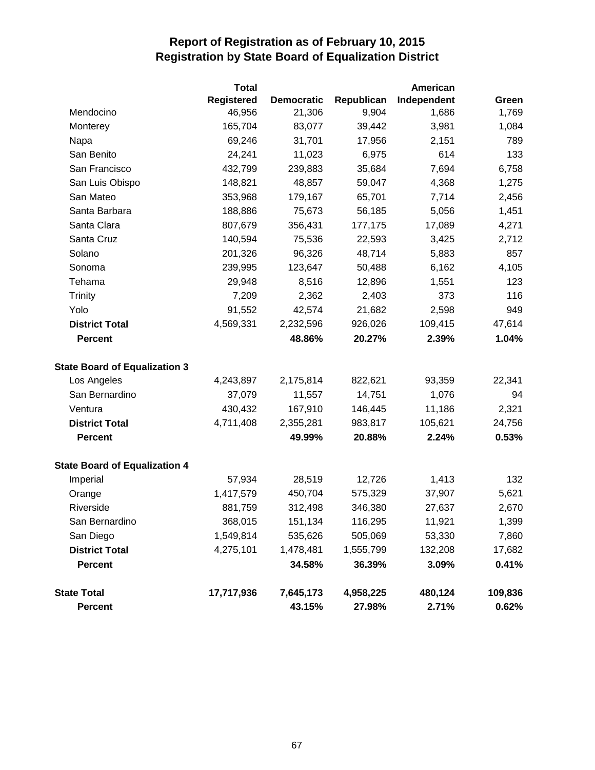# Report of Registration as of February 10, 2015
## Registration by State Board of Equalization District

| | Total Registered | Democratic | Republican | American Independent | Green |
|---|---|---|---|---|---|
| Mendocino | 46,956 | 21,306 | 9,904 | 1,686 | 1,769 |
| Monterey | 165,704 | 83,077 | 39,442 | 3,981 | 1,084 |
| Napa | 69,246 | 31,701 | 17,956 | 2,151 | 789 |
| San Benito | 24,241 | 11,023 | 6,975 | 614 | 133 |
| San Francisco | 432,799 | 239,883 | 35,684 | 7,694 | 6,758 |
| San Luis Obispo | 148,821 | 48,857 | 59,047 | 4,368 | 1,275 |
| San Mateo | 353,968 | 179,167 | 65,701 | 7,714 | 2,456 |
| Santa Barbara | 188,886 | 75,673 | 56,185 | 5,056 | 1,451 |
| Santa Clara | 807,679 | 356,431 | 177,175 | 17,089 | 4,271 |
| Santa Cruz | 140,594 | 75,536 | 22,593 | 3,425 | 2,712 |
| Solano | 201,326 | 96,326 | 48,714 | 5,883 | 857 |
| Sonoma | 239,995 | 123,647 | 50,488 | 6,162 | 4,105 |
| Tehama | 29,948 | 8,516 | 12,896 | 1,551 | 123 |
| Trinity | 7,209 | 2,362 | 2,403 | 373 | 116 |
| Yolo | 91,552 | 42,574 | 21,682 | 2,598 | 949 |
| **District Total** | 4,569,331 | 2,232,596 | 926,026 | 109,415 | 47,614 |
| **Percent** | | **48.86%** | **20.27%** | **2.39%** | **1.04%** |
| **State Board of Equalization 3** | | | | | |
| Los Angeles | 4,243,897 | 2,175,814 | 822,621 | 93,359 | 22,341 |
| San Bernardino | 37,079 | 11,557 | 14,751 | 1,076 | 94 |
| Ventura | 430,432 | 167,910 | 146,445 | 11,186 | 2,321 |
| **District Total** | 4,711,408 | 2,355,281 | 983,817 | 105,621 | 24,756 |
| **Percent** | | **49.99%** | **20.88%** | **2.24%** | **0.53%** |
| **State Board of Equalization 4** | | | | | |
| Imperial | 57,934 | 28,519 | 12,726 | 1,413 | 132 |
| Orange | 1,417,579 | 450,704 | 575,329 | 37,907 | 5,621 |
| Riverside | 881,759 | 312,498 | 346,380 | 27,637 | 2,670 |
| San Bernardino | 368,015 | 151,134 | 116,295 | 11,921 | 1,399 |
| San Diego | 1,549,814 | 535,626 | 505,069 | 53,330 | 7,860 |
| **District Total** | 4,275,101 | 1,478,481 | 1,555,799 | 132,208 | 17,682 |
| **Percent** | | **34.58%** | **36.39%** | **3.09%** | **0.41%** |
| **State Total** | **17,717,936** | **7,645,173** | **4,958,225** | **480,124** | **109,836** |
| **Percent** | | **43.15%** | **27.98%** | **2.71%** | **0.62%** |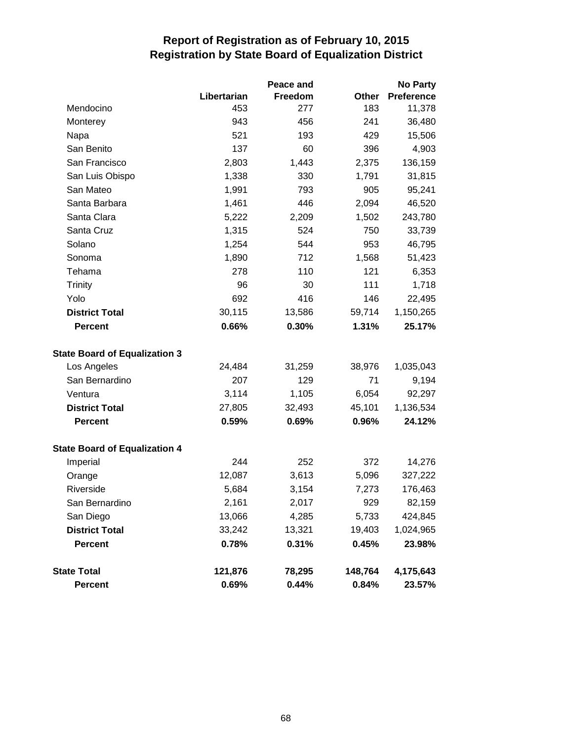# Report of Registration as of February 10, 2015
## Registration by State Board of Equalization District

| | Libertarian | Peace and Freedom | Other | No Party Preference |
|---|---|---|---|---|
| Mendocino | 453 | 277 | 183 | 11,378 |
| Monterey | 943 | 456 | 241 | 36,480 |
| Napa | 521 | 193 | 429 | 15,506 |
| San Benito | 137 | 60 | 396 | 4,903 |
| San Francisco | 2,803 | 1,443 | 2,375 | 136,159 |
| San Luis Obispo | 1,338 | 330 | 1,791 | 31,815 |
| San Mateo | 1,991 | 793 | 905 | 95,241 |
| Santa Barbara | 1,461 | 446 | 2,094 | 46,520 |
| Santa Clara | 5,222 | 2,209 | 1,502 | 243,780 |
| Santa Cruz | 1,315 | 524 | 750 | 33,739 |
| Solano | 1,254 | 544 | 953 | 46,795 |
| Sonoma | 1,890 | 712 | 1,568 | 51,423 |
| Tehama | 278 | 110 | 121 | 6,353 |
| Trinity | 96 | 30 | 111 | 1,718 |
| Yolo | 692 | 416 | 146 | 22,495 |
| **District Total** | 30,115 | 13,586 | 59,714 | 1,150,265 |
| **Percent** | **0.66%** | **0.30%** | **1.31%** | **25.17%** |
| **State Board of Equalization 3** | | | | |
| Los Angeles | 24,484 | 31,259 | 38,976 | 1,035,043 |
| San Bernardino | 207 | 129 | 71 | 9,194 |
| Ventura | 3,114 | 1,105 | 6,054 | 92,297 |
| **District Total** | 27,805 | 32,493 | 45,101 | 1,136,534 |
| **Percent** | **0.59%** | **0.69%** | **0.96%** | **24.12%** |
| **State Board of Equalization 4** | | | | |
| Imperial | 244 | 252 | 372 | 14,276 |
| Orange | 12,087 | 3,613 | 5,096 | 327,222 |
| Riverside | 5,684 | 3,154 | 7,273 | 176,463 |
| San Bernardino | 2,161 | 2,017 | 929 | 82,159 |
| San Diego | 13,066 | 4,285 | 5,733 | 424,845 |
| **District Total** | 33,242 | 13,321 | 19,403 | 1,024,965 |
| **Percent** | **0.78%** | **0.31%** | **0.45%** | **23.98%** |
| **State Total** | **121,876** | **78,295** | **148,764** | **4,175,643** |
| **Percent** | **0.69%** | **0.44%** | **0.84%** | **23.57%** |